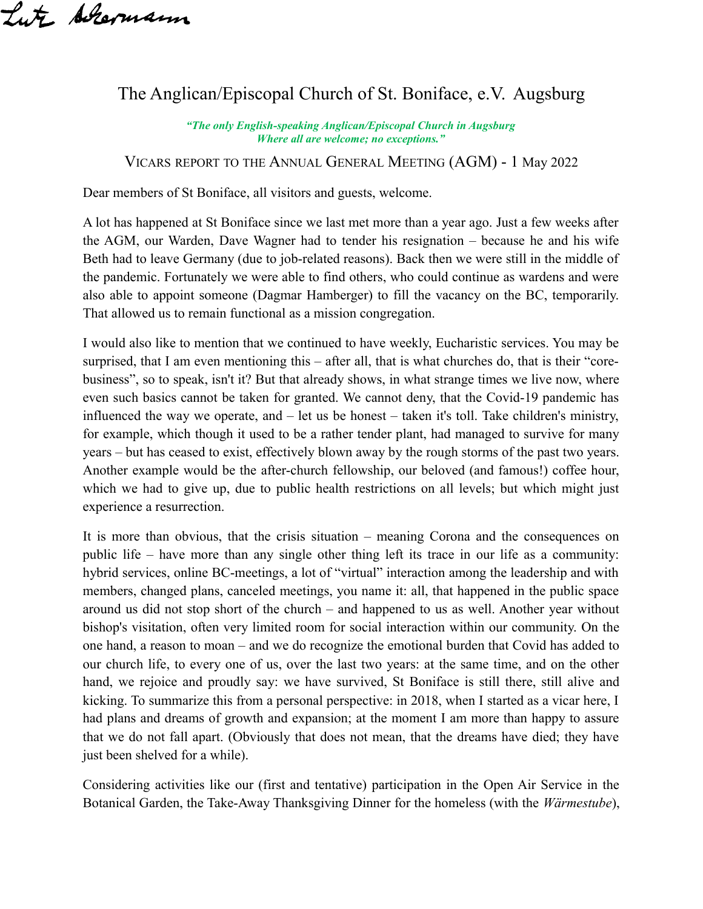Lutz Ackermann

# The Anglican/Episcopal Church of St. Boniface, e.V. Augsburg

***"The only English-speaking Anglican/Episcopal Church in Augsburg Where all are welcome; no exceptions."***

## VICARS REPORT TO THE ANNUAL GENERAL MEETING (AGM) - 1 May 2022

Dear members of St Boniface, all visitors and guests, welcome.

A lot has happened at St Boniface since we last met more than a year ago. Just a few weeks after the AGM, our Warden, Dave Wagner had to tender his resignation – because he and his wife Beth had to leave Germany (due to job-related reasons). Back then we were still in the middle of the pandemic. Fortunately we were able to find others, who could continue as wardens and were also able to appoint someone (Dagmar Hamberger) to fill the vacancy on the BC, temporarily. That allowed us to remain functional as a mission congregation.

I would also like to mention that we continued to have weekly, Eucharistic services. You may be surprised, that I am even mentioning this – after all, that is what churches do, that is their "core-business", so to speak, isn't it? But that already shows, in what strange times we live now, where even such basics cannot be taken for granted. We cannot deny, that the Covid-19 pandemic has influenced the way we operate, and – let us be honest – taken it's toll. Take children's ministry, for example, which though it used to be a rather tender plant, had managed to survive for many years – but has ceased to exist, effectively blown away by the rough storms of the past two years. Another example would be the after-church fellowship, our beloved (and famous!) coffee hour, which we had to give up, due to public health restrictions on all levels; but which might just experience a resurrection.

It is more than obvious, that the crisis situation – meaning Corona and the consequences on public life – have more than any single other thing left its trace in our life as a community: hybrid services, online BC-meetings, a lot of "virtual" interaction among the leadership and with members, changed plans, canceled meetings, you name it: all, that happened in the public space around us did not stop short of the church – and happened to us as well. Another year without bishop's visitation, often very limited room for social interaction within our community. On the one hand, a reason to moan – and we do recognize the emotional burden that Covid has added to our church life, to every one of us, over the last two years: at the same time, and on the other hand, we rejoice and proudly say: we have survived, St Boniface is still there, still alive and kicking. To summarize this from a personal perspective: in 2018, when I started as a vicar here, I had plans and dreams of growth and expansion; at the moment I am more than happy to assure that we do not fall apart. (Obviously that does not mean, that the dreams have died; they have just been shelved for a while).

Considering activities like our (first and tentative) participation in the Open Air Service in the Botanical Garden, the Take-Away Thanksgiving Dinner for the homeless (with the *Wärmestube*),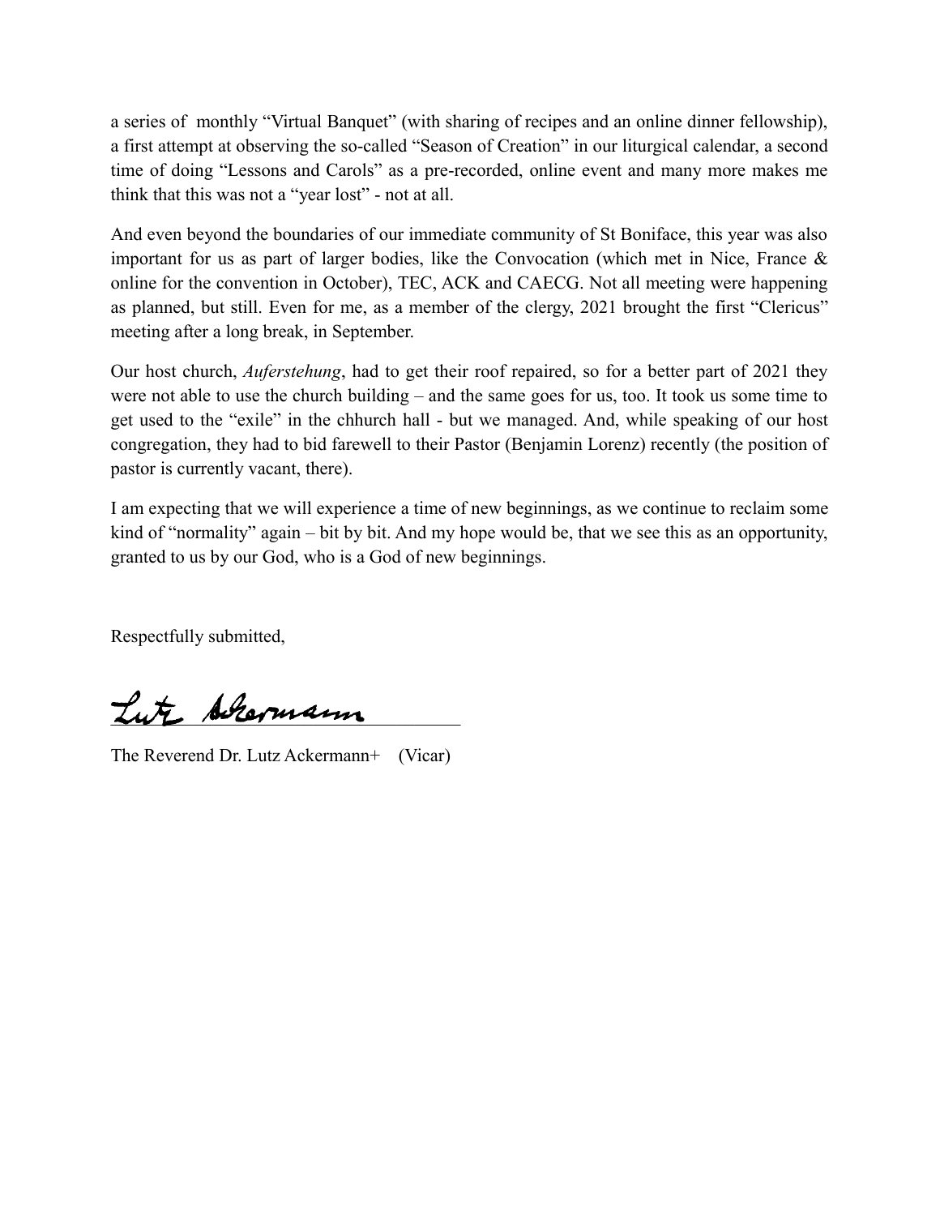a series of monthly "Virtual Banquet" (with sharing of recipes and an online dinner fellowship), a first attempt at observing the so-called "Season of Creation" in our liturgical calendar, a second time of doing "Lessons and Carols" as a pre-recorded, online event and many more makes me think that this was not a "year lost" - not at all.

And even beyond the boundaries of our immediate community of St Boniface, this year was also important for us as part of larger bodies, like the Convocation (which met in Nice, France & online for the convention in October), TEC, ACK and CAECG. Not all meeting were happening as planned, but still. Even for me, as a member of the clergy, 2021 brought the first "Clericus" meeting after a long break, in September.

Our host church, *Auferstehung*, had to get their roof repaired, so for a better part of 2021 they were not able to use the church building – and the same goes for us, too. It took us some time to get used to the "exile" in the chhurch hall - but we managed. And, while speaking of our host congregation, they had to bid farewell to their Pastor (Benjamin Lorenz) recently (the position of pastor is currently vacant, there).

I am expecting that we will experience a time of new beginnings, as we continue to reclaim some kind of "normality" again – bit by bit. And my hope would be, that we see this as an opportunity, granted to us by our God, who is a God of new beginnings.

Respectfully submitted,

Lutz Ackermann

The Reverend Dr. Lutz Ackermann+ (Vicar)